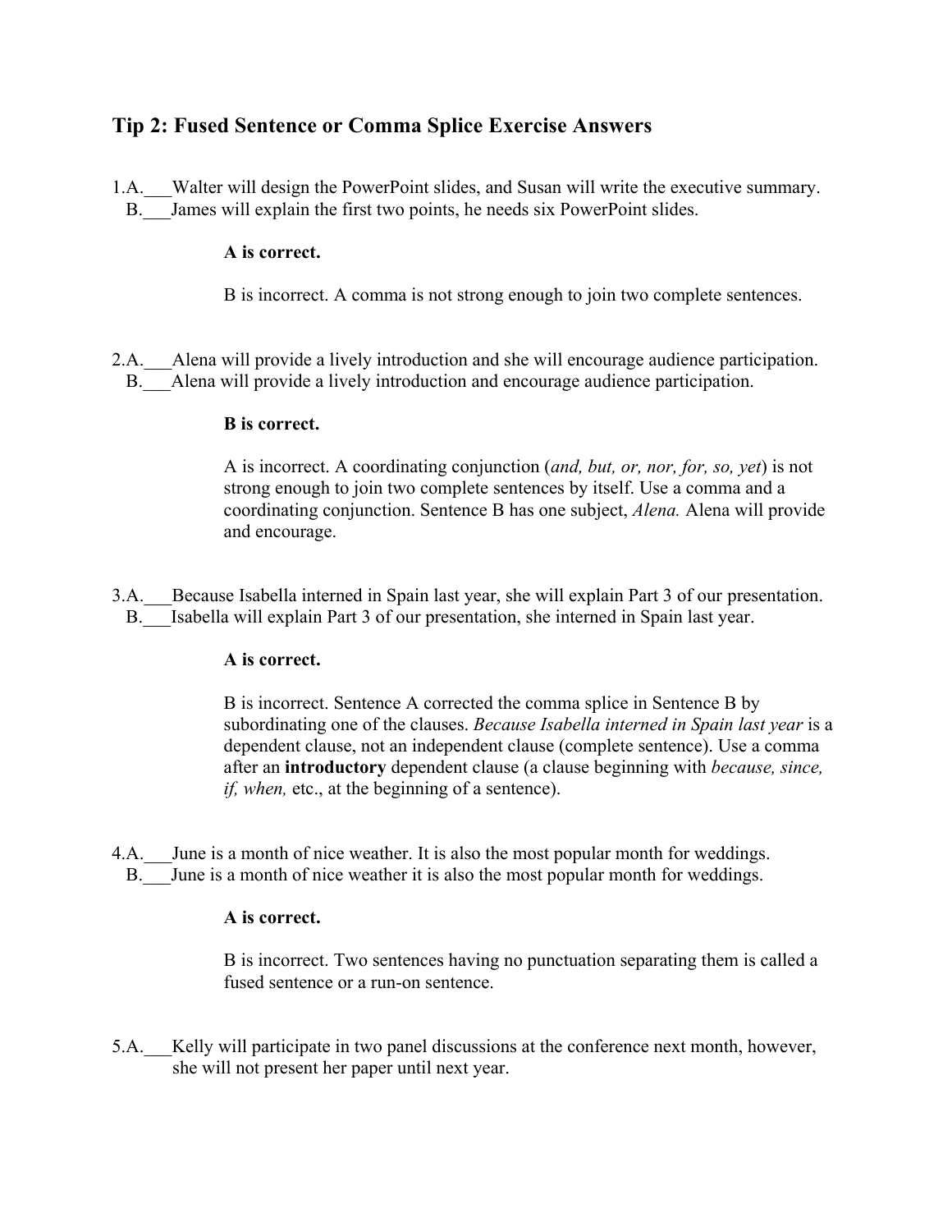## Tip 2: Fused Sentence or Comma Splice Exercise Answers

1.A.___Walter will design the PowerPoint slides, and Susan will write the executive summary.
B.___James will explain the first two points, he needs six PowerPoint slides.

> **A is correct.**
>
> B is incorrect. A comma is not strong enough to join two complete sentences.

2.A.___Alena will provide a lively introduction and she will encourage audience participation.
B.___Alena will provide a lively introduction and encourage audience participation.

> **B is correct.**
>
> A is incorrect. A coordinating conjunction (*and, but, or, nor, for, so, yet*) is not strong enough to join two complete sentences by itself. Use a comma and a coordinating conjunction. Sentence B has one subject, *Alena.* Alena will provide and encourage.

3.A.___Because Isabella interned in Spain last year, she will explain Part 3 of our presentation.
B.___Isabella will explain Part 3 of our presentation, she interned in Spain last year.

> **A is correct.**
>
> B is incorrect. Sentence A corrected the comma splice in Sentence B by subordinating one of the clauses. *Because Isabella interned in Spain last year* is a dependent clause, not an independent clause (complete sentence). Use a comma after an **introductory** dependent clause (a clause beginning with *because, since, if, when,* etc., at the beginning of a sentence).

4.A.___June is a month of nice weather. It is also the most popular month for weddings.
B.___June is a month of nice weather it is also the most popular month for weddings.

> **A is correct.**
>
> B is incorrect. Two sentences having no punctuation separating them is called a fused sentence or a run-on sentence.

5.A.___Kelly will participate in two panel discussions at the conference next month, however, she will not present her paper until next year.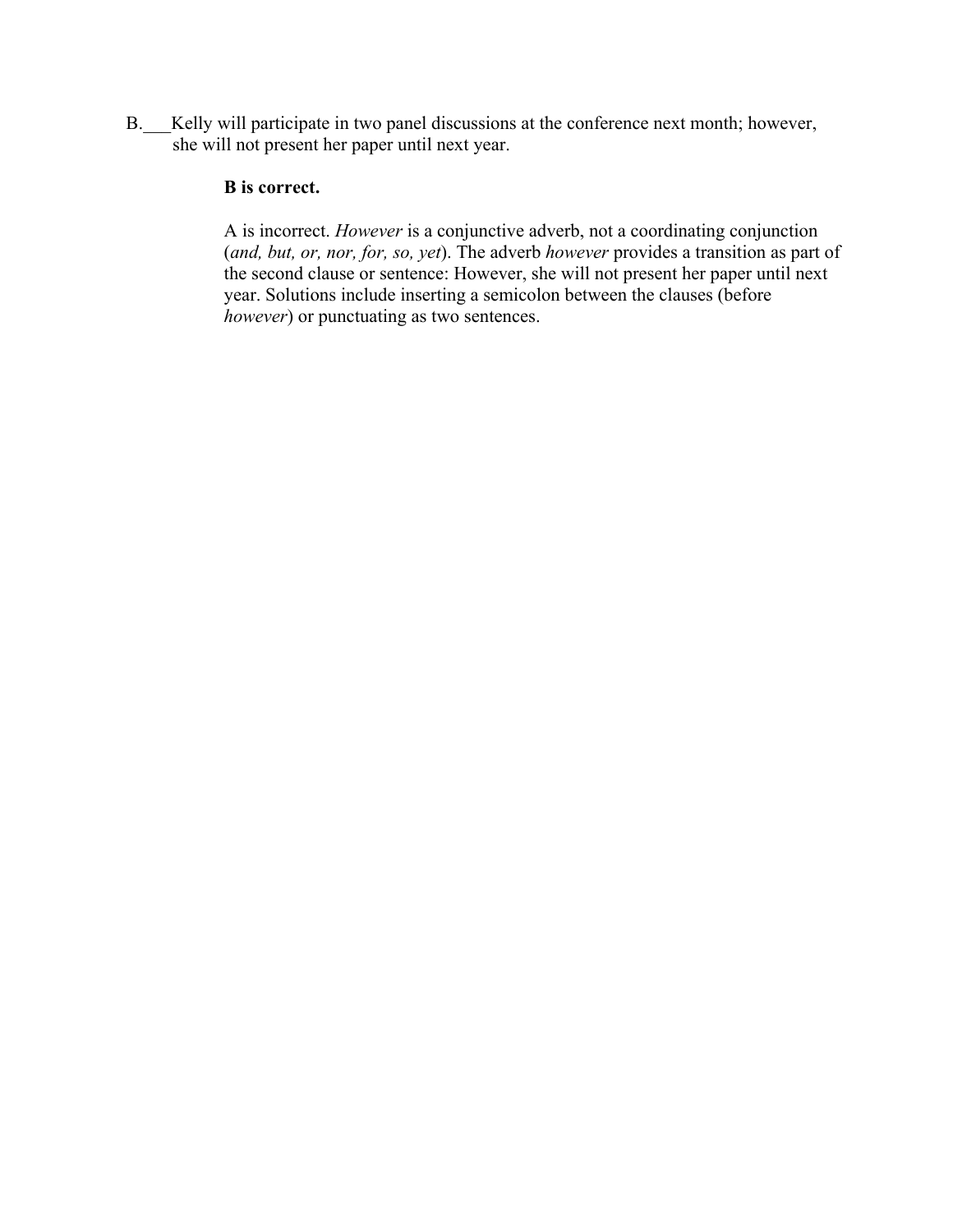B.___Kelly will participate in two panel discussions at the conference next month; however, she will not present her paper until next year.

**B is correct.**

A is incorrect. *However* is a conjunctive adverb, not a coordinating conjunction (*and, but, or, nor, for, so, yet*). The adverb *however* provides a transition as part of the second clause or sentence: However, she will not present her paper until next year. Solutions include inserting a semicolon between the clauses (before *however*) or punctuating as two sentences.